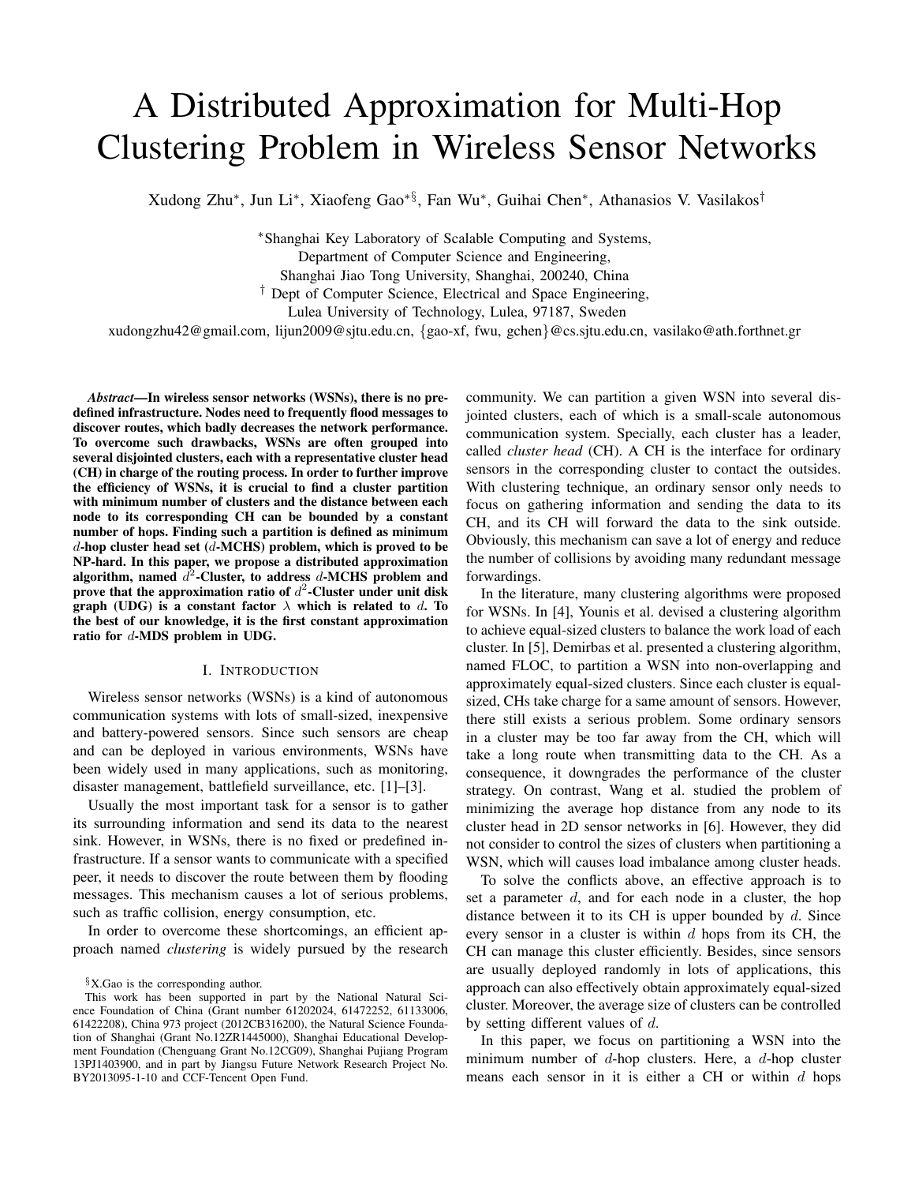# A Distributed Approximation for Multi-Hop Clustering Problem in Wireless Sensor Networks

Xudong Zhu[*], Jun Li[*], Xiaofeng Gao[*§], Fan Wu[*], Guihai Chen[*], Athanasios V. Vasilakos[†]

[*]Shanghai Key Laboratory of Scalable Computing and Systems,
Department of Computer Science and Engineering,
Shanghai Jiao Tong University, Shanghai, 200240, China
[†] Dept of Computer Science, Electrical and Space Engineering,
Lulea University of Technology, Lulea, 97187, Sweden
xudongzhu42@gmail.com, lijun2009@sjtu.edu.cn, {gao-xf, fwu, gchen}@cs.sjtu.edu.cn, vasilako@ath.forthnet.gr

***Abstract*—In wireless sensor networks (WSNs), there is no predefined infrastructure. Nodes need to frequently flood messages to discover routes, which badly decreases the network performance. To overcome such drawbacks, WSNs are often grouped into several disjointed clusters, each with a representative cluster head (CH) in charge of the routing process. In order to further improve the efficiency of WSNs, it is crucial to find a cluster partition with minimum number of clusters and the distance between each node to its corresponding CH can be bounded by a constant number of hops. Finding such a partition is defined as minimum $d$-hop cluster head set ($d$-MCHS) problem, which is proved to be NP-hard. In this paper, we propose a distributed approximation algorithm, named $d^2$-Cluster, to address $d$-MCHS problem and prove that the approximation ratio of $d^2$-Cluster under unit disk graph (UDG) is a constant factor $\lambda$ which is related to $d$. To the best of our knowledge, it is the first constant approximation ratio for $d$-MDS problem in UDG.**

## I. Introduction

Wireless sensor networks (WSNs) is a kind of autonomous communication systems with lots of small-sized, inexpensive and battery-powered sensors. Since such sensors are cheap and can be deployed in various environments, WSNs have been widely used in many applications, such as monitoring, disaster management, battlefield surveillance, etc. [1]–[3].

Usually the most important task for a sensor is to gather its surrounding information and send its data to the nearest sink. However, in WSNs, there is no fixed or predefined infrastructure. If a sensor wants to communicate with a specified peer, it needs to discover the route between them by flooding messages. This mechanism causes a lot of serious problems, such as traffic collision, energy consumption, etc.

In order to overcome these shortcomings, an efficient approach named *clustering* is widely pursued by the research community. We can partition a given WSN into several disjointed clusters, each of which is a small-scale autonomous communication system. Specially, each cluster has a leader, called *cluster head* (CH). A CH is the interface for ordinary sensors in the corresponding cluster to contact the outsides. With clustering technique, an ordinary sensor only needs to focus on gathering information and sending the data to its CH, and its CH will forward the data to the sink outside. Obviously, this mechanism can save a lot of energy and reduce the number of collisions by avoiding many redundant message forwardings.

In the literature, many clustering algorithms were proposed for WSNs. In [4], Younis et al. devised a clustering algorithm to achieve equal-sized clusters to balance the work load of each cluster. In [5], Demirbas et al. presented a clustering algorithm, named FLOC, to partition a WSN into non-overlapping and approximately equal-sized clusters. Since each cluster is equal-sized, CHs take charge for a same amount of sensors. However, there still exists a serious problem. Some ordinary sensors in a cluster may be too far away from the CH, which will take a long route when transmitting data to the CH. As a consequence, it downgrades the performance of the cluster strategy. On contrast, Wang et al. studied the problem of minimizing the average hop distance from any node to its cluster head in 2D sensor networks in [6]. However, they did not consider to control the sizes of clusters when partitioning a WSN, which will causes load imbalance among cluster heads.

To solve the conflicts above, an effective approach is to set a parameter $d$, and for each node in a cluster, the hop distance between it to its CH is upper bounded by $d$. Since every sensor in a cluster is within $d$ hops from its CH, the CH can manage this cluster efficiently. Besides, since sensors are usually deployed randomly in lots of applications, this approach can also effectively obtain approximately equal-sized cluster. Moreover, the average size of clusters can be controlled by setting different values of $d$.

In this paper, we focus on partitioning a WSN into the minimum number of $d$-hop clusters. Here, a $d$-hop cluster means each sensor in it is either a CH or within $d$ hops

[§]X.Gao is the corresponding author.

This work has been supported in part by the National Natural Science Foundation of China (Grant number 61202024, 61472252, 61133006, 61422208), China 973 project (2012CB316200), the Natural Science Foundation of Shanghai (Grant No.12ZR1445000), Shanghai Educational Development Foundation (Chenguang Grant No.12CG09), Shanghai Pujiang Program 13PJ1403900, and in part by Jiangsu Future Network Research Project No. BY2013095-1-10 and CCF-Tencent Open Fund.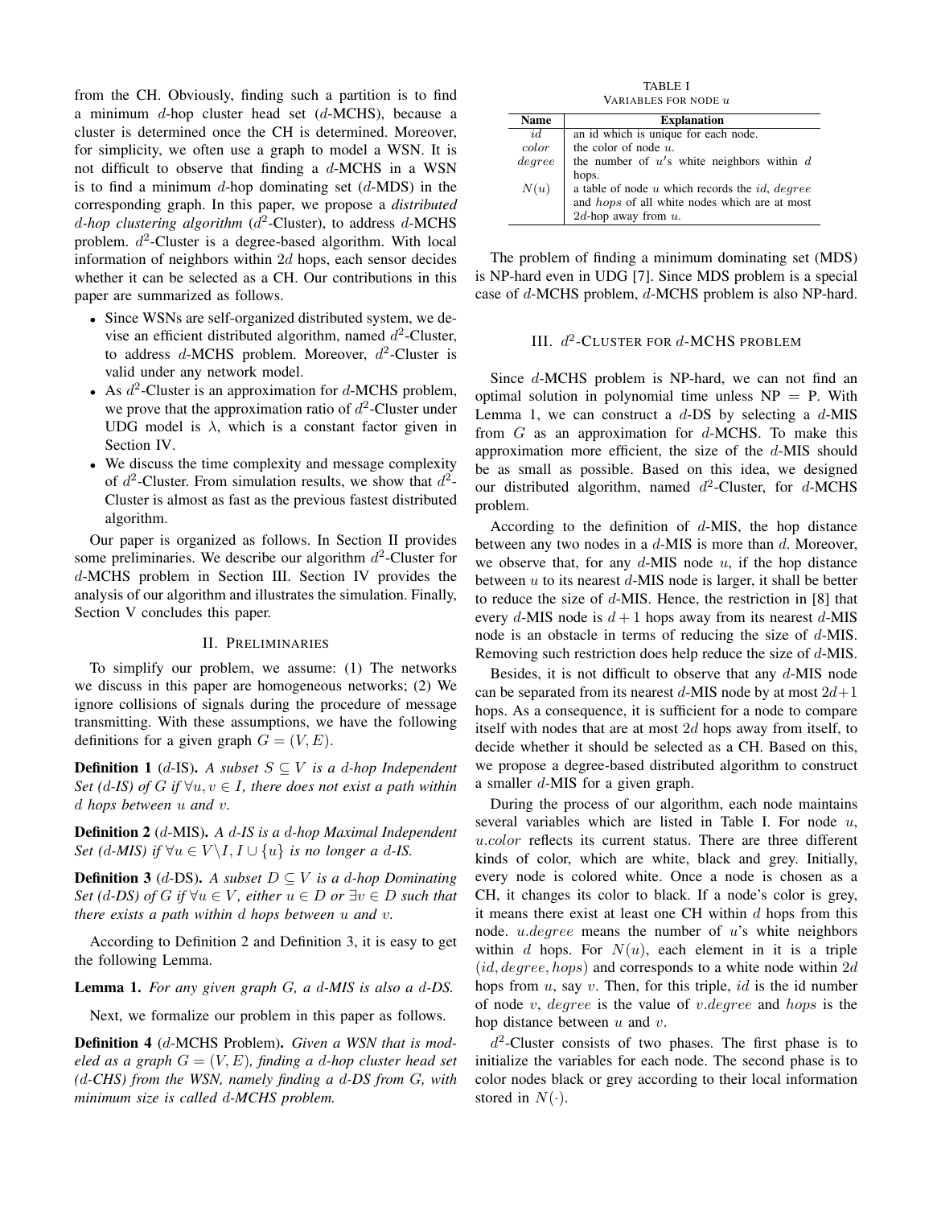from the CH. Obviously, finding such a partition is to find a minimum $d$-hop cluster head set ($d$-MCHS), because a cluster is determined once the CH is determined. Moreover, for simplicity, we often use a graph to model a WSN. It is not difficult to observe that finding a $d$-MCHS in a WSN is to find a minimum $d$-hop dominating set ($d$-MDS) in the corresponding graph. In this paper, we propose a *distributed $d$-hop clustering algorithm* ($d^2$-Cluster), to address $d$-MCHS problem. $d^2$-Cluster is a degree-based algorithm. With local information of neighbors within $2d$ hops, each sensor decides whether it can be selected as a CH. Our contributions in this paper are summarized as follows.

- Since WSNs are self-organized distributed system, we devise an efficient distributed algorithm, named $d^2$-Cluster, to address $d$-MCHS problem. Moreover, $d^2$-Cluster is valid under any network model.
- As $d^2$-Cluster is an approximation for $d$-MCHS problem, we prove that the approximation ratio of $d^2$-Cluster under UDG model is $\lambda$, which is a constant factor given in Section IV.
- We discuss the time complexity and message complexity of $d^2$-Cluster. From simulation results, we show that $d^2$-Cluster is almost as fast as the previous fastest distributed algorithm.

Our paper is organized as follows. In Section II provides some preliminaries. We describe our algorithm $d^2$-Cluster for $d$-MCHS problem in Section III. Section IV provides the analysis of our algorithm and illustrates the simulation. Finally, Section V concludes this paper.

## II. Preliminaries

To simplify our problem, we assume: (1) The networks we discuss in this paper are homogeneous networks; (2) We ignore collisions of signals during the procedure of message transmitting. With these assumptions, we have the following definitions for a given graph $G = (V, E)$.

**Definition 1** ($d$-IS). *A subset $S \subseteq V$ is a $d$-hop Independent Set ($d$-IS) of $G$ if $\forall u, v \in I$, there does not exist a path within $d$ hops between $u$ and $v$.*

**Definition 2** ($d$-MIS). *A $d$-IS is a $d$-hop Maximal Independent Set ($d$-MIS) if $\forall u \in V \setminus I, I \cup \{u\}$ is no longer a $d$-IS.*

**Definition 3** ($d$-DS). *A subset $D \subseteq V$ is a $d$-hop Dominating Set ($d$-DS) of $G$ if $\forall u \in V$, either $u \in D$ or $\exists v \in D$ such that there exists a path within $d$ hops between $u$ and $v$.*

According to Definition 2 and Definition 3, it is easy to get the following Lemma.

**Lemma 1.** *For any given graph $G$, a $d$-MIS is also a $d$-DS.*

Next, we formalize our problem in this paper as follows.

**Definition 4** ($d$-MCHS Problem). *Given a WSN that is modeled as a graph $G = (V, E)$, finding a $d$-hop cluster head set ($d$-CHS) from the WSN, namely finding a $d$-DS from $G$, with minimum size is called $d$-MCHS problem.*

TABLE I
VARIABLES FOR NODE $u$

| Name | Explanation |
|---|---|
| $id$ | an id which is unique for each node. |
| $color$ | the color of node $u$. |
| $degree$ | the number of $u$'s white neighbors within $d$ hops. |
| $N(u)$ | a table of node $u$ which records the $id$, $degree$ and $hops$ of all white nodes which are at most $2d$-hop away from $u$. |

The problem of finding a minimum dominating set (MDS) is NP-hard even in UDG [7]. Since MDS problem is a special case of $d$-MCHS problem, $d$-MCHS problem is also NP-hard.

## III. $d^2$-Cluster for $d$-MCHS problem

Since $d$-MCHS problem is NP-hard, we can not find an optimal solution in polynomial time unless NP = P. With Lemma 1, we can construct a $d$-DS by selecting a $d$-MIS from $G$ as an approximation for $d$-MCHS. To make this approximation more efficient, the size of the $d$-MIS should be as small as possible. Based on this idea, we designed our distributed algorithm, named $d^2$-Cluster, for $d$-MCHS problem.

According to the definition of $d$-MIS, the hop distance between any two nodes in a $d$-MIS is more than $d$. Moreover, we observe that, for any $d$-MIS node $u$, if the hop distance between $u$ to its nearest $d$-MIS node is larger, it shall be better to reduce the size of $d$-MIS. Hence, the restriction in [8] that every $d$-MIS node is $d+1$ hops away from its nearest $d$-MIS node is an obstacle in terms of reducing the size of $d$-MIS. Removing such restriction does help reduce the size of $d$-MIS.

Besides, it is not difficult to observe that any $d$-MIS node can be separated from its nearest $d$-MIS node by at most $2d+1$ hops. As a consequence, it is sufficient for a node to compare itself with nodes that are at most $2d$ hops away from itself, to decide whether it should be selected as a CH. Based on this, we propose a degree-based distributed algorithm to construct a smaller $d$-MIS for a given graph.

During the process of our algorithm, each node maintains several variables which are listed in Table I. For node $u$, $u.color$ reflects its current status. There are three different kinds of color, which are white, black and grey. Initially, every node is colored white. Once a node is chosen as a CH, it changes its color to black. If a node's color is grey, it means there exist at least one CH within $d$ hops from this node. $u.degree$ means the number of $u$'s white neighbors within $d$ hops. For $N(u)$, each element in it is a triple $(id, degree, hops)$ and corresponds to a white node within $2d$ hops from $u$, say $v$. Then, for this triple, $id$ is the id number of node $v$, $degree$ is the value of $v.degree$ and $hops$ is the hop distance between $u$ and $v$.

$d^2$-Cluster consists of two phases. The first phase is to initialize the variables for each node. The second phase is to color nodes black or grey according to their local information stored in $N(\cdot)$.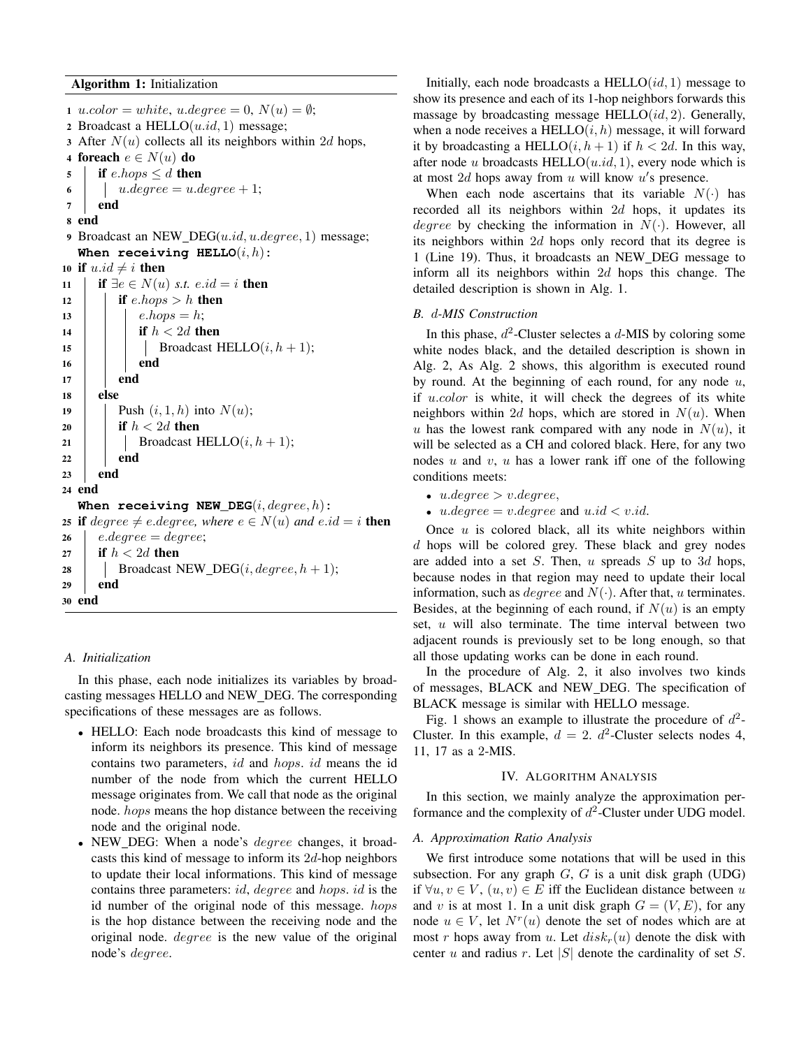**Algorithm 1:** Initialization

```
1  u.color = white, u.degree = 0, N(u) = ∅;
2  Broadcast a HELLO(u.id, 1) message;
3  After N(u) collects all its neighbors within 2d hops,
4  foreach e ∈ N(u) do
5  |  if e.hops ≤ d then
6  |  |  u.degree = u.degree + 1;
7  |  end
8  end
9  Broadcast an NEW_DEG(u.id, u.degree, 1) message;
   When receiving HELLO(i, h):
10 if u.id ≠ i then
11 |  if ∃e ∈ N(u) s.t. e.id = i then
12 |  |  if e.hops > h then
13 |  |  |  e.hops = h;
14 |  |  |  if h < 2d then
15 |  |  |  |  Broadcast HELLO(i, h + 1);
16 |  |  |  end
17 |  |  end
18 |  else
19 |  |  Push (i, 1, h) into N(u);
20 |  |  if h < 2d then
21 |  |  |  Broadcast HELLO(i, h + 1);
22 |  |  end
23 |  end
24 end
   When receiving NEW_DEG(i, degree, h):
25 if degree ≠ e.degree, where e ∈ N(u) and e.id = i then
26 |  e.degree = degree;
27 |  if h < 2d then
28 |  |  Broadcast NEW_DEG(i, degree, h + 1);
29 |  end
30 end
```

### A. Initialization

In this phase, each node initializes its variables by broadcasting messages HELLO and NEW_DEG. The corresponding specifications of these messages are as follows.

- HELLO: Each node broadcasts this kind of message to inform its neighbors its presence. This kind of message contains two parameters, $id$ and $hops$. $id$ means the id number of the node from which the current HELLO message originates from. We call that node as the original node. $hops$ means the hop distance between the receiving node and the original node.
- NEW_DEG: When a node's $degree$ changes, it broadcasts this kind of message to inform its $2d$-hop neighbors to update their local informations. This kind of message contains three parameters: $id$, $degree$ and $hops$. $id$ is the id number of the original node of this message. $hops$ is the hop distance between the receiving node and the original node. $degree$ is the new value of the original node's $degree$.

Initially, each node broadcasts a HELLO$(id, 1)$ message to show its presence and each of its 1-hop neighbors forwards this massage by broadcasting message HELLO$(id, 2)$. Generally, when a node receives a HELLO$(i, h)$ message, it will forward it by broadcasting a HELLO$(i, h+1)$ if $h < 2d$. In this way, after node $u$ broadcasts HELLO$(u.id, 1)$, every node which is at most $2d$ hops away from $u$ will know $u'$s presence.

When each node ascertains that its variable $N(\cdot)$ has recorded all its neighbors within $2d$ hops, it updates its $degree$ by checking the information in $N(\cdot)$. However, all its neighbors within $2d$ hops only record that its degree is 1 (Line 19). Thus, it broadcasts an NEW_DEG message to inform all its neighbors within $2d$ hops this change. The detailed description is shown in Alg. 1.

### B. d-MIS Construction

In this phase, $d^2$-Cluster selectes a $d$-MIS by coloring some white nodes black, and the detailed description is shown in Alg. 2, As Alg. 2 shows, this algorithm is executed round by round. At the beginning of each round, for any node $u$, if $u.color$ is white, it will check the degrees of its white neighbors within $2d$ hops, which are stored in $N(u)$. When $u$ has the lowest rank compared with any node in $N(u)$, it will be selected as a CH and colored black. Here, for any two nodes $u$ and $v$, $u$ has a lower rank iff one of the following conditions meets:

- $u.degree > v.degree$,
- $u.degree = v.degree$ and $u.id < v.id$.

Once $u$ is colored black, all its white neighbors within $d$ hops will be colored grey. These black and grey nodes are added into a set $S$. Then, $u$ spreads $S$ up to $3d$ hops, because nodes in that region may need to update their local information, such as $degree$ and $N(\cdot)$. After that, $u$ terminates. Besides, at the beginning of each round, if $N(u)$ is an empty set, $u$ will also terminate. The time interval between two adjacent rounds is previously set to be long enough, so that all those updating works can be done in each round.

In the procedure of Alg. 2, it also involves two kinds of messages, BLACK and NEW_DEG. The specification of BLACK message is similar with HELLO message.

Fig. 1 shows an example to illustrate the procedure of $d^2$-Cluster. In this example, $d = 2$. $d^2$-Cluster selects nodes 4, 11, 17 as a 2-MIS.

## IV. Algorithm Analysis

In this section, we mainly analyze the approximation performance and the complexity of $d^2$-Cluster under UDG model.

### A. Approximation Ratio Analysis

We first introduce some notations that will be used in this subsection. For any graph $G$, $G$ is a unit disk graph (UDG) if $\forall u, v \in V$, $(u, v) \in E$ iff the Euclidean distance between $u$ and $v$ is at most 1. In a unit disk graph $G = (V, E)$, for any node $u \in V$, let $N^r(u)$ denote the set of nodes which are at most $r$ hops away from $u$. Let $disk_r(u)$ denote the disk with center $u$ and radius $r$. Let $|S|$ denote the cardinality of set $S$.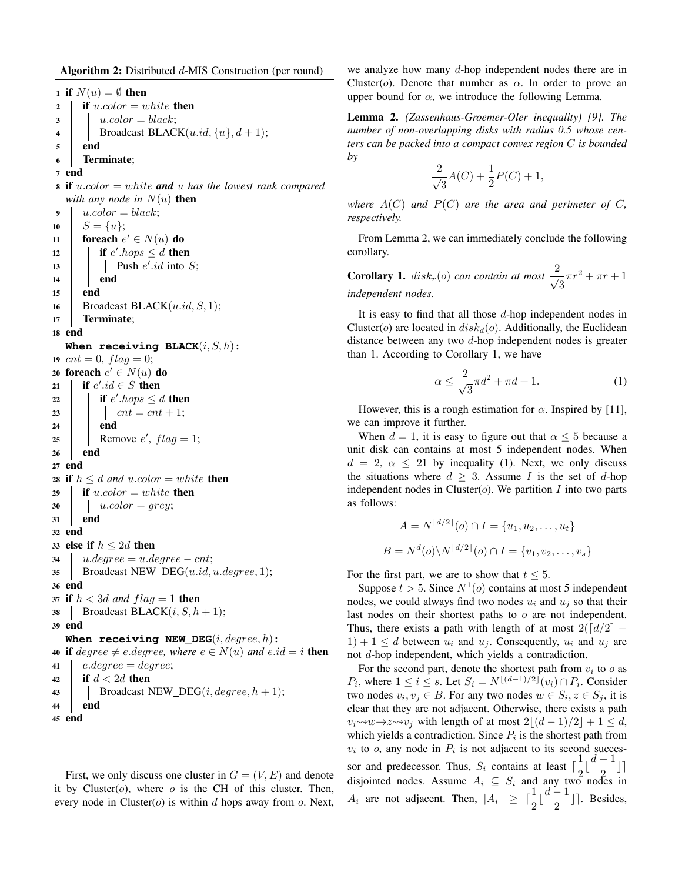**Algorithm 2:** Distributed $d$-MIS Construction (per round)

```
1  if N(u) = ∅ then
2      if u.color = white then
3          u.color = black;
4          Broadcast BLACK(u.id, {u}, d + 1);
5      end
6      Terminate;
7  end
8  if u.color = white and u has the lowest rank compared
   with any node in N(u) then
9      u.color = black;
10     S = {u};
11     foreach e' ∈ N(u) do
12         if e'.hops ≤ d then
13             Push e'.id into S;
14         end
15     end
16     Broadcast BLACK(u.id, S, 1);
17     Terminate;
18 end
   When receiving BLACK(i, S, h):
19 cnt = 0, flag = 0;
20 foreach e' ∈ N(u) do
21     if e'.id ∈ S then
22         if e'.hops ≤ d then
23             cnt = cnt + 1;
24         end
25         Remove e', flag = 1;
26     end
27 end
28 if h ≤ d and u.color = white then
29     if u.color = white then
30         u.color = grey;
31     end
32 end
33 else if h ≤ 2d then
34     u.degree = u.degree − cnt;
35     Broadcast NEW_DEG(u.id, u.degree, 1);
36 end
37 if h < 3d and flag = 1 then
38     Broadcast BLACK(i, S, h + 1);
39 end
   When receiving NEW_DEG(i, degree, h):
40 if degree ≠ e.degree, where e ∈ N(u) and e.id = i then
41     e.degree = degree;
42     if d < 2d then
43         Broadcast NEW_DEG(i, degree, h + 1);
44     end
45 end
```

First, we only discuss one cluster in $G = (V, E)$ and denote it by Cluster($o$), where $o$ is the CH of this cluster. Then, every node in Cluster($o$) is within $d$ hops away from $o$. Next, we analyze how many $d$-hop independent nodes there are in Cluster($o$). Denote that number as $\alpha$. In order to prove an upper bound for $\alpha$, we introduce the following Lemma.

**Lemma 2.** *(Zassenhaus-Groemer-Oler inequality) [9]. The number of non-overlapping disks with radius 0.5 whose centers can be packed into a compact convex region $C$ is bounded by*

$$\frac{2}{\sqrt{3}}A(C) + \frac{1}{2}P(C) + 1,$$

*where $A(C)$ and $P(C)$ are the area and perimeter of $C$, respectively.*

From Lemma 2, we can immediately conclude the following corollary.

**Corollary 1.** *$disk_r(o)$ can contain at most $\dfrac{2}{\sqrt{3}}\pi r^2 + \pi r + 1$ independent nodes.*

It is easy to find that all those $d$-hop independent nodes in Cluster($o$) are located in $disk_d(o)$. Additionally, the Euclidean distance between any two $d$-hop independent nodes is greater than 1. According to Corollary 1, we have

$$\alpha \leq \frac{2}{\sqrt{3}}\pi d^2 + \pi d + 1. \tag{1}$$

However, this is a rough estimation for $\alpha$. Inspired by [11], we can improve it further.

When $d = 1$, it is easy to figure out that $\alpha \leq 5$ because a unit disk can contains at most 5 independent nodes. When $d = 2$, $\alpha \leq 21$ by inequality (1). Next, we only discuss the situations where $d \geq 3$. Assume $I$ is the set of $d$-hop independent nodes in Cluster($o$). We partition $I$ into two parts as follows:

$$A = N^{\lceil d/2 \rceil}(o) \cap I = \{u_1, u_2, \ldots, u_t\}$$

$$B = N^d(o) \backslash N^{\lceil d/2 \rceil}(o) \cap I = \{v_1, v_2, \ldots, v_s\}$$

For the first part, we are to show that $t \leq 5$.

Suppose $t > 5$. Since $N^1(o)$ contains at most 5 independent nodes, we could always find two nodes $u_i$ and $u_j$ so that their last nodes on their shortest paths to $o$ are not independent. Thus, there exists a path with length of at most $2(\lceil d/2 \rceil - 1) + 1 \leq d$ between $u_i$ and $u_j$. Consequently, $u_i$ and $u_j$ are not $d$-hop independent, which yields a contradiction.

For the second part, denote the shortest path from $v_i$ to $o$ as $P_i$, where $1 \leq i \leq s$. Let $S_i = N^{\lfloor (d-1)/2 \rfloor}(v_i) \cap P_i$. Consider two nodes $v_i, v_j \in B$. For any two nodes $w \in S_i, z \in S_j$, it is clear that they are not adjacent. Otherwise, there exists a path $v_i \rightsquigarrow w \rightarrow z \rightsquigarrow v_j$ with length of at most $2\lfloor (d-1)/2 \rfloor + 1 \leq d$, which yields a contradiction. Since $P_i$ is the shortest path from $v_i$ to $o$, any node in $P_i$ is not adjacent to its second successor and predecessor. Thus, $S_i$ contains at least $\lceil \dfrac{1}{2} \lfloor \dfrac{d-1}{2} \rfloor \rceil$ disjointed nodes. Assume $A_i \subseteq S_i$ and any two nodes in $A_i$ are not adjacent. Then, $|A_i| \geq \lceil \dfrac{1}{2} \lfloor \dfrac{d-1}{2} \rfloor \rceil$. Besides,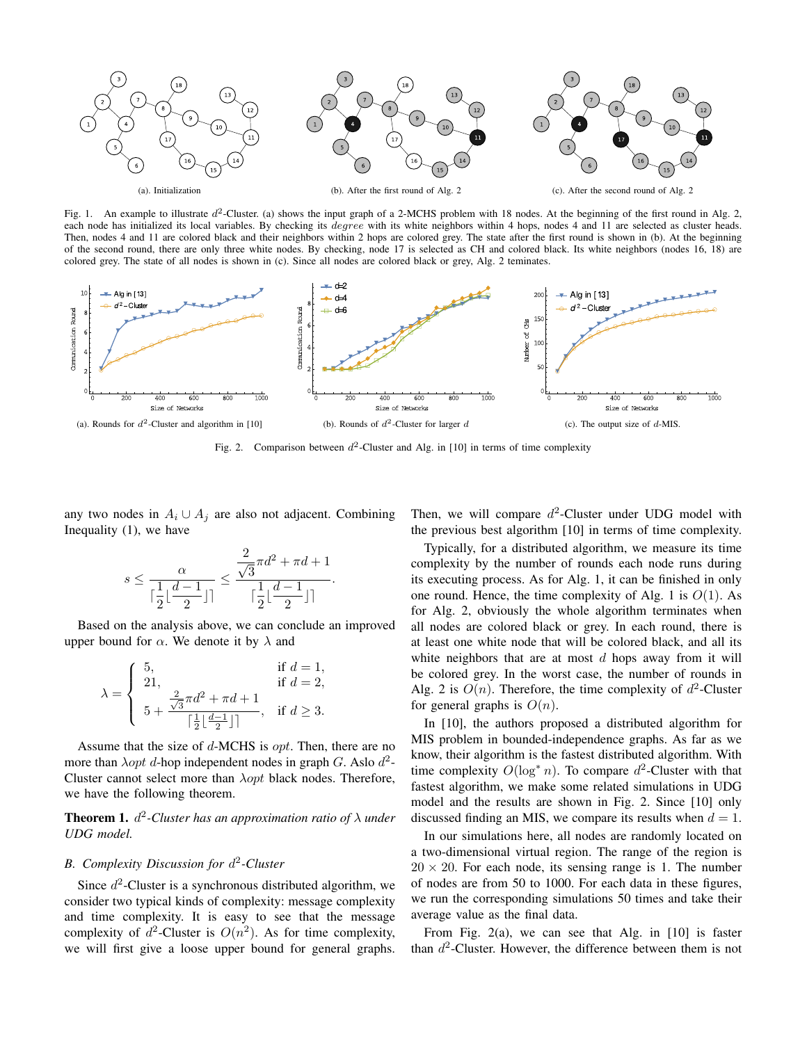(a). Initialization

(b). After the first round of Alg. 2

(c). After the second round of Alg. 2

Fig. 1. An example to illustrate $d^2$-Cluster. (a) shows the input graph of a 2-MCHS problem with 18 nodes. At the beginning of the first round in Alg. 2, each node has initialized its local variables. By checking its *degree* with its white neighbors within 4 hops, nodes 4 and 11 are selected as cluster heads. Then, nodes 4 and 11 are colored black and their neighbors within 2 hops are colored grey. The state after the first round is shown in (b). At the beginning of the second round, there are only three white nodes. By checking, node 17 is selected as CH and colored black. Its white neighbors (nodes 16, 18) are colored grey. The state of all nodes is shown in (c). Since all nodes are colored black or grey, Alg. 2 teminates.

(a). Rounds for $d^2$-Cluster and algorithm in [10]

(b). Rounds of $d^2$-Cluster for larger $d$

(c). The output size of $d$-MIS.

Fig. 2. Comparison between $d^2$-Cluster and Alg. in [10] in terms of time complexity

any two nodes in $A_i \cup A_j$ are also not adjacent. Combining Inequality (1), we have

$$s \leq \frac{\alpha}{\lceil \frac{1}{2} \lfloor \frac{d-1}{2} \rfloor \rceil} \leq \frac{\frac{2}{\sqrt{3}}\pi d^2 + \pi d + 1}{\lceil \frac{1}{2} \lfloor \frac{d-1}{2} \rfloor \rceil}.$$

Based on the analysis above, we can conclude an improved upper bound for $\alpha$. We denote it by $\lambda$ and

$$\lambda = \begin{cases} 5, & \text{if } d = 1, \\ 21, & \text{if } d = 2, \\ 5 + \frac{\frac{2}{\sqrt{3}}\pi d^2 + \pi d + 1}{\lceil \frac{1}{2} \lfloor \frac{d-1}{2} \rfloor \rceil}, & \text{if } d \geq 3. \end{cases}$$

Assume that the size of $d$-MCHS is $opt$. Then, there are no more than $\lambda opt$ $d$-hop independent nodes in graph $G$. Aslo $d^2$-Cluster cannot select more than $\lambda opt$ black nodes. Therefore, we have the following theorem.

**Theorem 1.** *$d^2$-Cluster has an approximation ratio of $\lambda$ under UDG model.*

### *B. Complexity Discussion for $d^2$-Cluster*

Since $d^2$-Cluster is a synchronous distributed algorithm, we consider two typical kinds of complexity: message complexity and time complexity. It is easy to see that the message complexity of $d^2$-Cluster is $O(n^2)$. As for time complexity, we will first give a loose upper bound for general graphs. Then, we will compare $d^2$-Cluster under UDG model with the previous best algorithm [10] in terms of time complexity.

Typically, for a distributed algorithm, we measure its time complexity by the number of rounds each node runs during its executing process. As for Alg. 1, it can be finished in only one round. Hence, the time complexity of Alg. 1 is $O(1)$. As for Alg. 2, obviously the whole algorithm terminates when all nodes are colored black or grey. In each round, there is at least one white node that will be colored black, and all its white neighbors that are at most $d$ hops away from it will be colored grey. In the worst case, the number of rounds in Alg. 2 is $O(n)$. Therefore, the time complexity of $d^2$-Cluster for general graphs is $O(n)$.

In [10], the authors proposed a distributed algorithm for MIS problem in bounded-independence graphs. As far as we know, their algorithm is the fastest distributed algorithm. With time complexity $O(\log^* n)$. To compare $d^2$-Cluster with that fastest algorithm, we make some related simulations in UDG model and the results are shown in Fig. 2. Since [10] only discussed finding an MIS, we compare its results when $d = 1$.

In our simulations here, all nodes are randomly located on a two-dimensional virtual region. The range of the region is $20 \times 20$. For each node, its sensing range is 1. The number of nodes are from 50 to 1000. For each data in these figures, we run the corresponding simulations 50 times and take their average value as the final data.

From Fig. 2(a), we can see that Alg. in [10] is faster than $d^2$-Cluster. However, the difference between them is not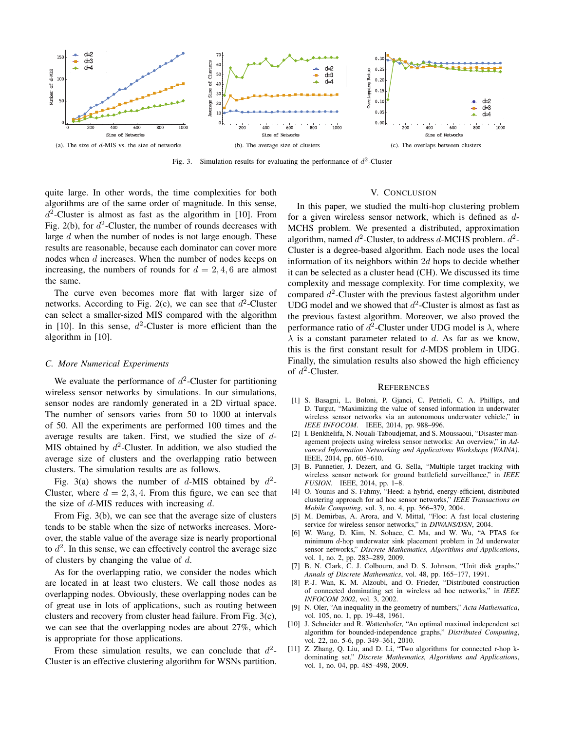(a). The size of $d$-MIS vs. the size of networks

(b). The average size of clusters

(c). The overlaps between clusters

Fig. 3. Simulation results for evaluating the performance of $d^2$-Cluster

quite large. In other words, the time complexities for both algorithms are of the same order of magnitude. In this sense, $d^2$-Cluster is almost as fast as the algorithm in [10]. From Fig. 2(b), for $d^2$-Cluster, the number of rounds decreases with large $d$ when the number of nodes is not large enough. These results are reasonable, because each dominator can cover more nodes when $d$ increases. When the number of nodes keeps on increasing, the numbers of rounds for $d = 2, 4, 6$ are almost the same.

The curve even becomes more flat with larger size of networks. According to Fig. 2(c), we can see that $d^2$-Cluster can select a smaller-sized MIS compared with the algorithm in [10]. In this sense, $d^2$-Cluster is more efficient than the algorithm in [10].

### C. More Numerical Experiments

We evaluate the performance of $d^2$-Cluster for partitioning wireless sensor networks by simulations. In our simulations, sensor nodes are randomly generated in a 2D virtual space. The number of sensors varies from 50 to 1000 at intervals of 50. All the experiments are performed 100 times and the average results are taken. First, we studied the size of $d$-MIS obtained by $d^2$-Cluster. In addition, we also studied the average size of clusters and the overlapping ratio between clusters. The simulation results are as follows.

Fig. 3(a) shows the number of $d$-MIS obtained by $d^2$-Cluster, where $d = 2, 3, 4$. From this figure, we can see that the size of $d$-MIS reduces with increasing $d$.

From Fig. 3(b), we can see that the average size of clusters tends to be stable when the size of networks increases. Moreover, the stable value of the average size is nearly proportional to $d^2$. In this sense, we can effectively control the average size of clusters by changing the value of $d$.

As for the overlapping ratio, we consider the nodes which are located in at least two clusters. We call those nodes as overlapping nodes. Obviously, these overlapping nodes can be of great use in lots of applications, such as routing between clusters and recovery from cluster head failure. From Fig. 3(c), we can see that the overlapping nodes are about 27%, which is appropriate for those applications.

From these simulation results, we can conclude that $d^2$-Cluster is an effective clustering algorithm for WSNs partition.

## V. Conclusion

In this paper, we studied the multi-hop clustering problem for a given wireless sensor network, which is defined as $d$-MCHS problem. We presented a distributed, approximation algorithm, named $d^2$-Cluster, to address $d$-MCHS problem. $d^2$-Cluster is a degree-based algorithm. Each node uses the local information of its neighbors within $2d$ hops to decide whether it can be selected as a cluster head (CH). We discussed its time complexity and message complexity. For time complexity, we compared $d^2$-Cluster with the previous fastest algorithm under UDG model and we showed that $d^2$-Cluster is almost as fast as the previous fastest algorithm. Moreover, we also proved the performance ratio of $d^2$-Cluster under UDG model is $\lambda$, where $\lambda$ is a constant parameter related to $d$. As far as we know, this is the first constant result for $d$-MDS problem in UDG. Finally, the simulation results also showed the high efficiency of $d^2$-Cluster.

## References

[1] S. Basagni, L. Boloni, P. Gjanci, C. Petrioli, C. A. Phillips, and D. Turgut, "Maximizing the value of sensed information in underwater wireless sensor networks via an autonomous underwater vehicle," in *IEEE INFOCOM*. IEEE, 2014, pp. 988–996.

[2] I. Benkhelifa, N. Nouali-Taboudjemat, and S. Moussaoui, "Disaster management projects using wireless sensor networks: An overview," in *Advanced Information Networking and Applications Workshops (WAINA)*. IEEE, 2014, pp. 605–610.

[3] B. Pannetier, J. Dezert, and G. Sella, "Multiple target tracking with wireless sensor network for ground battlefield surveillance," in *IEEE FUSION*. IEEE, 2014, pp. 1–8.

[4] O. Younis and S. Fahmy, "Heed: a hybrid, energy-efficient, distributed clustering approach for ad hoc sensor networks," *IEEE Transactions on Mobile Computing*, vol. 3, no. 4, pp. 366–379, 2004.

[5] M. Demirbas, A. Arora, and V. Mittal, "Floc: A fast local clustering service for wireless sensor networks," in *DIWANS/DSN*, 2004.

[6] W. Wang, D. Kim, N. Sohaee, C. Ma, and W. Wu, "A PTAS for minimum $d$-hop underwater sink placement problem in 2d underwater sensor networks," *Discrete Mathematics, Algorithms and Applications*, vol. 1, no. 2, pp. 283–289, 2009.

[7] B. N. Clark, C. J. Colbourn, and D. S. Johnson, "Unit disk graphs," *Annals of Discrete Mathematics*, vol. 48, pp. 165–177, 1991.

[8] P.-J. Wan, K. M. Alzoubi, and O. Frieder, "Distributed construction of connected dominating set in wireless ad hoc networks," in *IEEE INFOCOM 2002*, vol. 3, 2002.

[9] N. Oler, "An inequality in the geometry of numbers," *Acta Mathematica*, vol. 105, no. 1, pp. 19–48, 1961.

[10] J. Schneider and R. Wattenhofer, "An optimal maximal independent set algorithm for bounded-independence graphs," *Distributed Computing*, vol. 22, no. 5-6, pp. 349–361, 2010.

[11] Z. Zhang, Q. Liu, and D. Li, "Two algorithms for connected r-hop k-dominating set," *Discrete Mathematics, Algorithms and Applications*, vol. 1, no. 04, pp. 485–498, 2009.